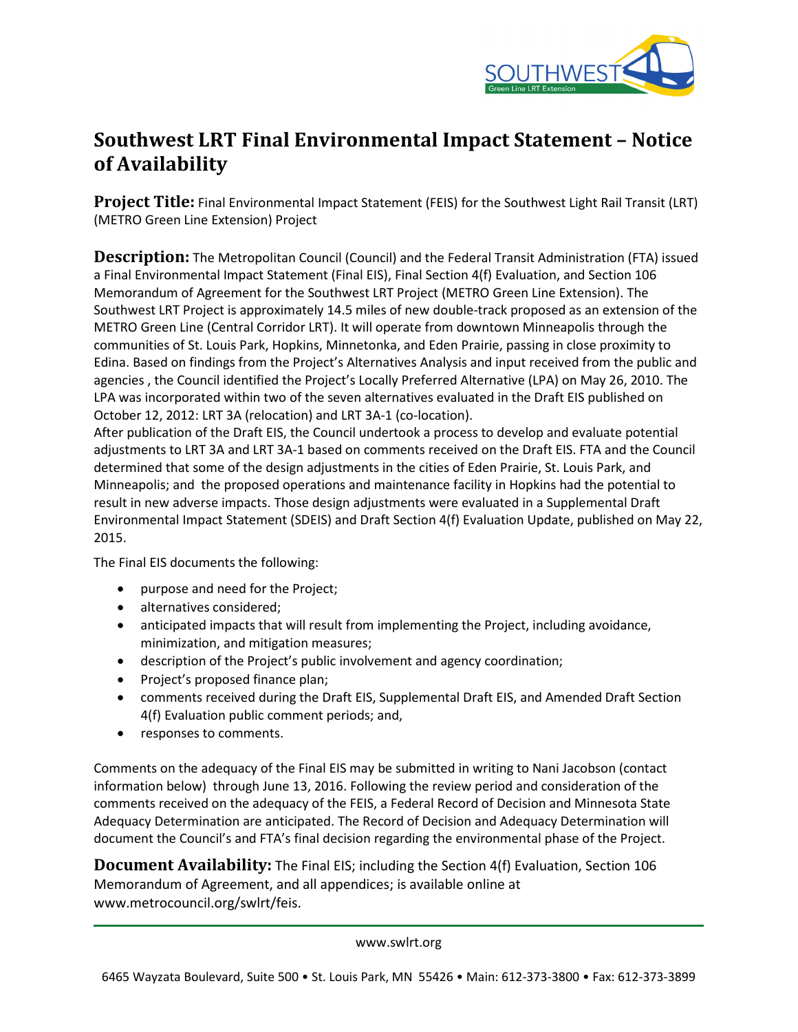# Southwest LRT Final Environmental Impact Statement – Notice of Availability

**Project Title:** Final Environmental Impact Statement (FEIS) for the Southwest Light Rail Transit (LRT) (METRO Green Line Extension) Project

**Description:** The Metropolitan Council (Council) and the Federal Transit Administration (FTA) issued a Final Environmental Impact Statement (Final EIS), Final Section 4(f) Evaluation, and Section 106 Memorandum of Agreement for the Southwest LRT Project (METRO Green Line Extension). The Southwest LRT Project is approximately 14.5 miles of new double-track proposed as an extension of the METRO Green Line (Central Corridor LRT). It will operate from downtown Minneapolis through the communities of St. Louis Park, Hopkins, Minnetonka, and Eden Prairie, passing in close proximity to Edina. Based on findings from the Project's Alternatives Analysis and input received from the public and agencies , the Council identified the Project's Locally Preferred Alternative (LPA) on May 26, 2010. The LPA was incorporated within two of the seven alternatives evaluated in the Draft EIS published on October 12, 2012: LRT 3A (relocation) and LRT 3A-1 (co-location).

After publication of the Draft EIS, the Council undertook a process to develop and evaluate potential adjustments to LRT 3A and LRT 3A-1 based on comments received on the Draft EIS. FTA and the Council determined that some of the design adjustments in the cities of Eden Prairie, St. Louis Park, and Minneapolis; and the proposed operations and maintenance facility in Hopkins had the potential to result in new adverse impacts. Those design adjustments were evaluated in a Supplemental Draft Environmental Impact Statement (SDEIS) and Draft Section 4(f) Evaluation Update, published on May 22, 2015.

The Final EIS documents the following:

- purpose and need for the Project;
- alternatives considered;
- anticipated impacts that will result from implementing the Project, including avoidance, minimization, and mitigation measures;
- description of the Project's public involvement and agency coordination;
- Project's proposed finance plan;
- comments received during the Draft EIS, Supplemental Draft EIS, and Amended Draft Section 4(f) Evaluation public comment periods; and,
- responses to comments.

Comments on the adequacy of the Final EIS may be submitted in writing to Nani Jacobson (contact information below) through June 13, 2016. Following the review period and consideration of the comments received on the adequacy of the FEIS, a Federal Record of Decision and Minnesota State Adequacy Determination are anticipated. The Record of Decision and Adequacy Determination will document the Council's and FTA's final decision regarding the environmental phase of the Project.

**Document Availability:** The Final EIS; including the Section 4(f) Evaluation, Section 106 Memorandum of Agreement, and all appendices; is available online at www.metrocouncil.org/swlrt/feis.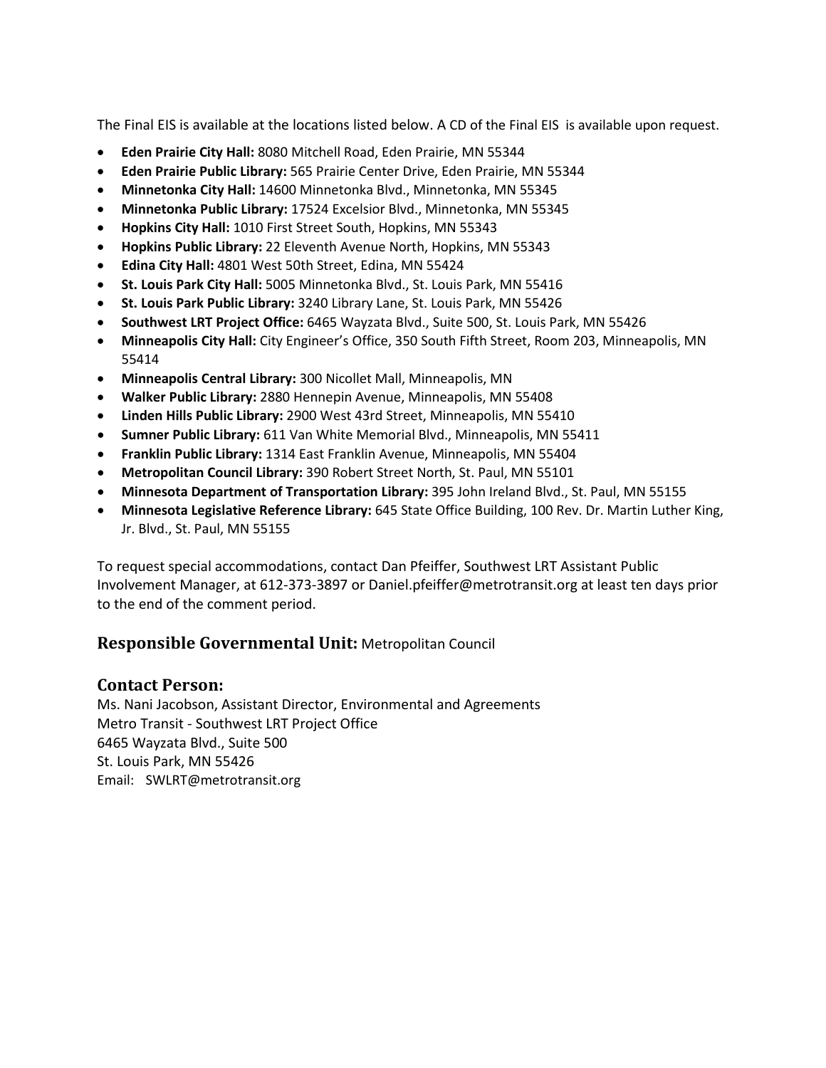The Final EIS is available at the locations listed below. A CD of the Final EIS is available upon request.

- **Eden Prairie City Hall:** 8080 Mitchell Road, Eden Prairie, MN 55344
- **Eden Prairie Public Library:** 565 Prairie Center Drive, Eden Prairie, MN 55344
- **Minnetonka City Hall:** 14600 Minnetonka Blvd., Minnetonka, MN 55345
- **Minnetonka Public Library:** 17524 Excelsior Blvd., Minnetonka, MN 55345
- **Hopkins City Hall:** 1010 First Street South, Hopkins, MN 55343
- **Hopkins Public Library:** 22 Eleventh Avenue North, Hopkins, MN 55343
- **Edina City Hall:** 4801 West 50th Street, Edina, MN 55424
- **St. Louis Park City Hall:** 5005 Minnetonka Blvd., St. Louis Park, MN 55416
- **St. Louis Park Public Library:** 3240 Library Lane, St. Louis Park, MN 55426
- **Southwest LRT Project Office:** 6465 Wayzata Blvd., Suite 500, St. Louis Park, MN 55426
- **Minneapolis City Hall:** City Engineer's Office, 350 South Fifth Street, Room 203, Minneapolis, MN 55414
- **Minneapolis Central Library:** 300 Nicollet Mall, Minneapolis, MN
- **Walker Public Library:** 2880 Hennepin Avenue, Minneapolis, MN 55408
- **Linden Hills Public Library:** 2900 West 43rd Street, Minneapolis, MN 55410
- **Sumner Public Library:** 611 Van White Memorial Blvd., Minneapolis, MN 55411
- **Franklin Public Library:** 1314 East Franklin Avenue, Minneapolis, MN 55404
- **Metropolitan Council Library:** 390 Robert Street North, St. Paul, MN 55101
- **Minnesota Department of Transportation Library:** 395 John Ireland Blvd., St. Paul, MN 55155
- **Minnesota Legislative Reference Library:** 645 State Office Building, 100 Rev. Dr. Martin Luther King, Jr. Blvd., St. Paul, MN 55155

To request special accommodations, contact Dan Pfeiffer, Southwest LRT Assistant Public Involvement Manager, at 612-373-3897 or Daniel.pfeiffer@metrotransit.org at least ten days prior to the end of the comment period.

### Responsible Governmental Unit: Metropolitan Council

### Contact Person:

Ms. Nani Jacobson, Assistant Director, Environmental and Agreements
Metro Transit - Southwest LRT Project Office
6465 Wayzata Blvd., Suite 500
St. Louis Park, MN 55426
Email: SWLRT@metrotransit.org